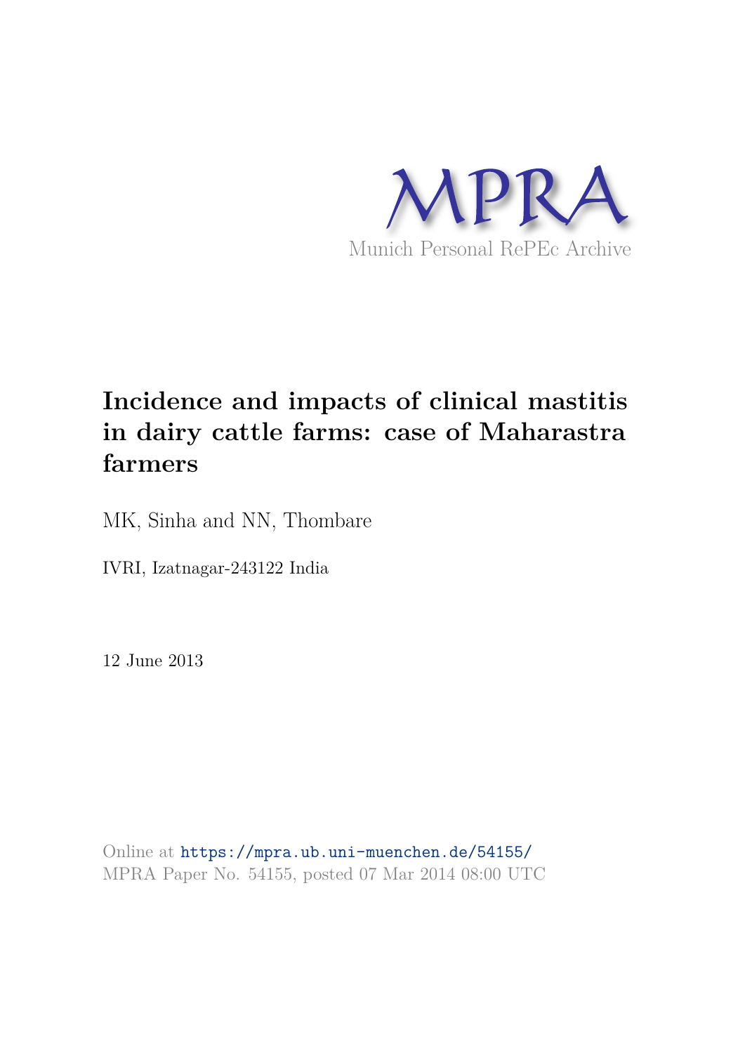MPRA

Munich Personal RePEc Archive

# Incidence and impacts of clinical mastitis in dairy cattle farms: case of Maharastra farmers

MK, Sinha and NN, Thombare

IVRI, Izatnagar-243122 India

12 June 2013

Online at https://mpra.ub.uni-muenchen.de/54155/
MPRA Paper No. 54155, posted 07 Mar 2014 08:00 UTC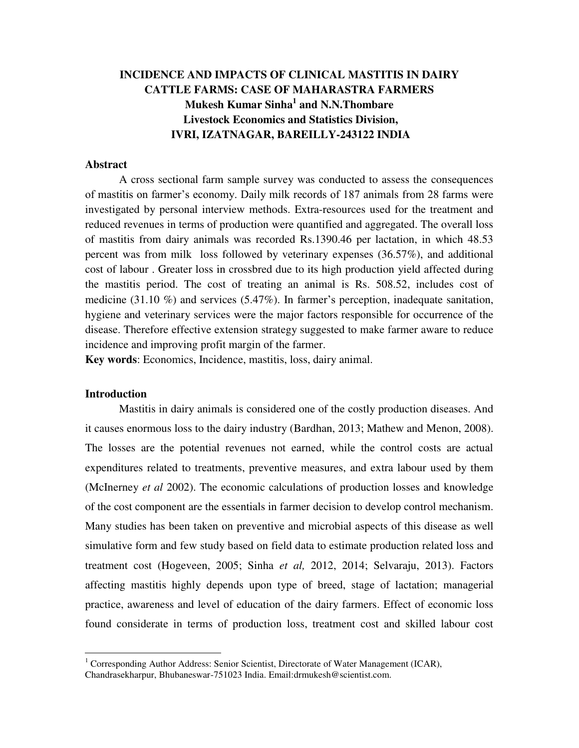# INCIDENCE AND IMPACTS OF CLINICAL MASTITIS IN DAIRY CATTLE FARMS: CASE OF MAHARASTRA FARMERS

**Mukesh Kumar Sinha[1] and N.N.Thombare**
**Livestock Economics and Statistics Division,**
**IVRI, IZATNAGAR, BAREILLY-243122 INDIA**

## Abstract

A cross sectional farm sample survey was conducted to assess the consequences of mastitis on farmer's economy. Daily milk records of 187 animals from 28 farms were investigated by personal interview methods. Extra-resources used for the treatment and reduced revenues in terms of production were quantified and aggregated. The overall loss of mastitis from dairy animals was recorded Rs.1390.46 per lactation, in which 48.53 percent was from milk loss followed by veterinary expenses (36.57%), and additional cost of labour . Greater loss in crossbred due to its high production yield affected during the mastitis period. The cost of treating an animal is Rs. 508.52, includes cost of medicine (31.10 %) and services (5.47%). In farmer's perception, inadequate sanitation, hygiene and veterinary services were the major factors responsible for occurrence of the disease. Therefore effective extension strategy suggested to make farmer aware to reduce incidence and improving profit margin of the farmer.

**Key words**: Economics, Incidence, mastitis, loss, dairy animal.

## Introduction

Mastitis in dairy animals is considered one of the costly production diseases. And it causes enormous loss to the dairy industry (Bardhan, 2013; Mathew and Menon, 2008). The losses are the potential revenues not earned, while the control costs are actual expenditures related to treatments, preventive measures, and extra labour used by them (McInerney *et al* 2002). The economic calculations of production losses and knowledge of the cost component are the essentials in farmer decision to develop control mechanism. Many studies has been taken on preventive and microbial aspects of this disease as well simulative form and few study based on field data to estimate production related loss and treatment cost (Hogeveen, 2005; Sinha *et al,* 2012, 2014; Selvaraju, 2013). Factors affecting mastitis highly depends upon type of breed, stage of lactation; managerial practice, awareness and level of education of the dairy farmers. Effect of economic loss found considerate in terms of production loss, treatment cost and skilled labour cost

---

[1] Corresponding Author Address: Senior Scientist, Directorate of Water Management (ICAR), Chandrasekharpur, Bhubaneswar-751023 India. Email:drmukesh@scientist.com.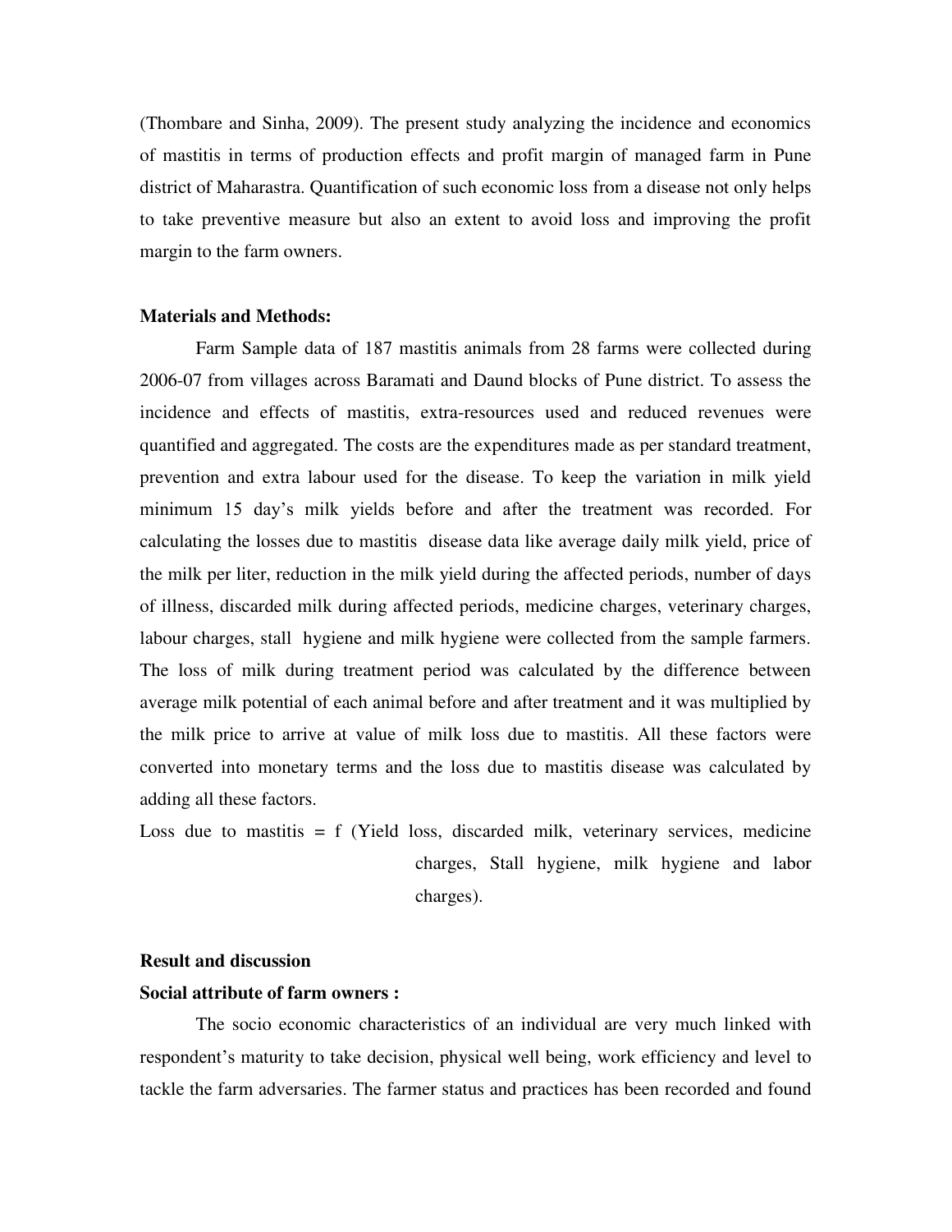(Thombare and Sinha, 2009). The present study analyzing the incidence and economics of mastitis in terms of production effects and profit margin of managed farm in Pune district of Maharastra. Quantification of such economic loss from a disease not only helps to take preventive measure but also an extent to avoid loss and improving the profit margin to the farm owners.

**Materials and Methods:**

Farm Sample data of 187 mastitis animals from 28 farms were collected during 2006-07 from villages across Baramati and Daund blocks of Pune district. To assess the incidence and effects of mastitis, extra-resources used and reduced revenues were quantified and aggregated. The costs are the expenditures made as per standard treatment, prevention and extra labour used for the disease. To keep the variation in milk yield minimum 15 day's milk yields before and after the treatment was recorded. For calculating the losses due to mastitis disease data like average daily milk yield, price of the milk per liter, reduction in the milk yield during the affected periods, number of days of illness, discarded milk during affected periods, medicine charges, veterinary charges, labour charges, stall hygiene and milk hygiene were collected from the sample farmers. The loss of milk during treatment period was calculated by the difference between average milk potential of each animal before and after treatment and it was multiplied by the milk price to arrive at value of milk loss due to mastitis. All these factors were converted into monetary terms and the loss due to mastitis disease was calculated by adding all these factors.

Loss due to mastitis = f (Yield loss, discarded milk, veterinary services, medicine charges, Stall hygiene, milk hygiene and labor charges).

**Result and discussion**

**Social attribute of farm owners :**

The socio economic characteristics of an individual are very much linked with respondent's maturity to take decision, physical well being, work efficiency and level to tackle the farm adversaries. The farmer status and practices has been recorded and found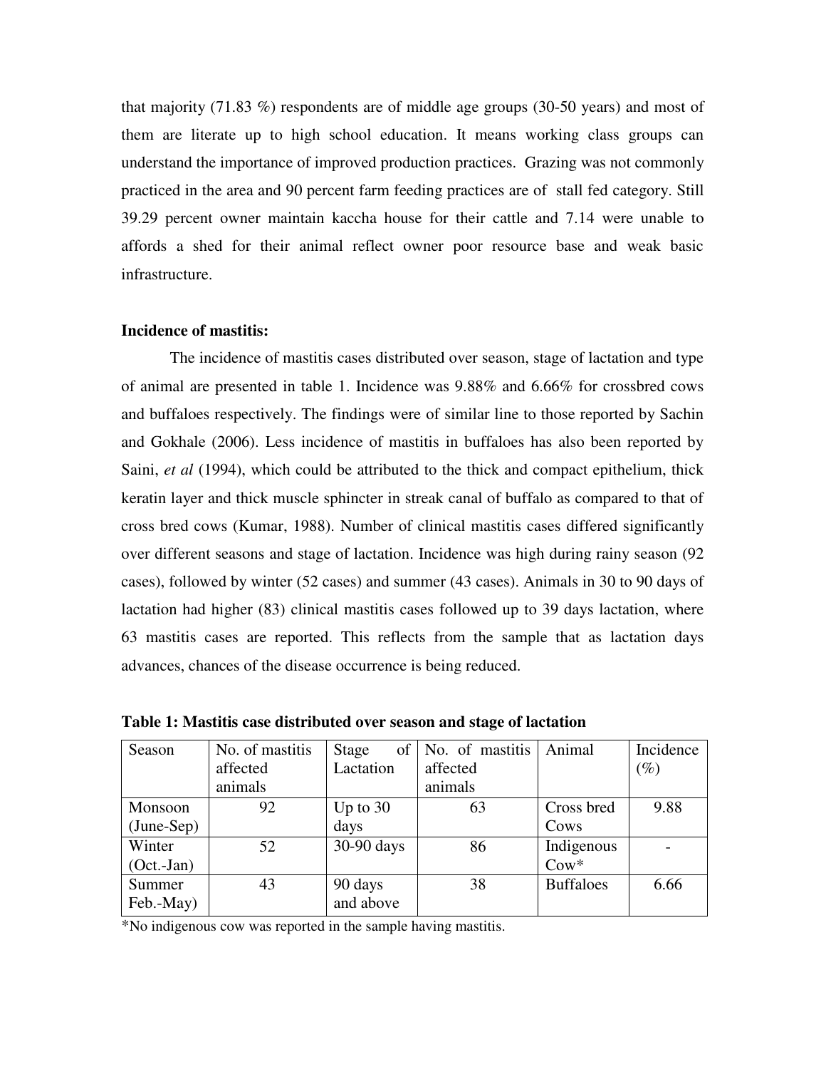that majority (71.83 %) respondents are of middle age groups (30-50 years) and most of them are literate up to high school education. It means working class groups can understand the importance of improved production practices. Grazing was not commonly practiced in the area and 90 percent farm feeding practices are of stall fed category. Still 39.29 percent owner maintain kaccha house for their cattle and 7.14 were unable to affords a shed for their animal reflect owner poor resource base and weak basic infrastructure.

**Incidence of mastitis:**

The incidence of mastitis cases distributed over season, stage of lactation and type of animal are presented in table 1. Incidence was 9.88% and 6.66% for crossbred cows and buffaloes respectively. The findings were of similar line to those reported by Sachin and Gokhale (2006). Less incidence of mastitis in buffaloes has also been reported by Saini, *et al* (1994), which could be attributed to the thick and compact epithelium, thick keratin layer and thick muscle sphincter in streak canal of buffalo as compared to that of cross bred cows (Kumar, 1988). Number of clinical mastitis cases differed significantly over different seasons and stage of lactation. Incidence was high during rainy season (92 cases), followed by winter (52 cases) and summer (43 cases). Animals in 30 to 90 days of lactation had higher (83) clinical mastitis cases followed up to 39 days lactation, where 63 mastitis cases are reported. This reflects from the sample that as lactation days advances, chances of the disease occurrence is being reduced.

**Table 1: Mastitis case distributed over season and stage of lactation**

| Season | No. of mastitis affected animals | Stage of Lactation | No. of mastitis affected animals | Animal | Incidence (%) |
|---|---|---|---|---|---|
| Monsoon (June-Sep) | 92 | Up to 30 days | 63 | Cross bred Cows | 9.88 |
| Winter (Oct.-Jan) | 52 | 30-90 days | 86 | Indigenous Cow* | - |
| Summer Feb.-May) | 43 | 90 days and above | 38 | Buffaloes | 6.66 |

*No indigenous cow was reported in the sample having mastitis.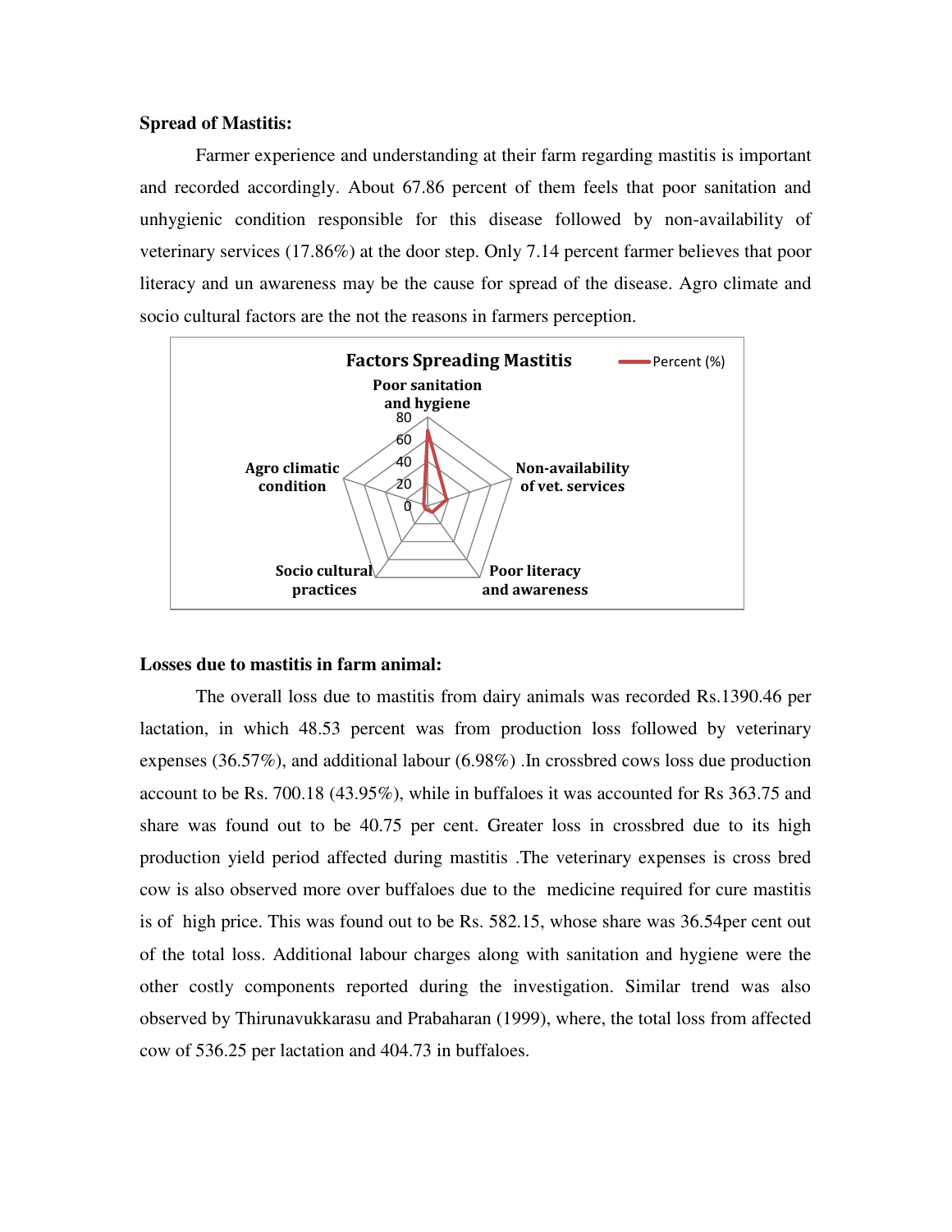**Spread of Mastitis:**

Farmer experience and understanding at their farm regarding mastitis is important and recorded accordingly. About 67.86 percent of them feels that poor sanitation and unhygienic condition responsible for this disease followed by non-availability of veterinary services (17.86%) at the door step. Only 7.14 percent farmer believes that poor literacy and un awareness may be the cause for spread of the disease. Agro climate and socio cultural factors are the not the reasons in farmers perception.

**Factors Spreading Mastitis**

Percent (%)

Poor sanitation and hygiene

Non-availability of vet. services

Poor literacy and awareness

Socio cultural practices

Agro climatic condition

0, 20, 40, 60, 80

**Losses due to mastitis in farm animal:**

The overall loss due to mastitis from dairy animals was recorded Rs.1390.46 per lactation, in which 48.53 percent was from production loss followed by veterinary expenses (36.57%), and additional labour (6.98%) .In crossbred cows loss due production account to be Rs. 700.18 (43.95%), while in buffaloes it was accounted for Rs 363.75 and share was found out to be 40.75 per cent. Greater loss in crossbred due to its high production yield period affected during mastitis .The veterinary expenses is cross bred cow is also observed more over buffaloes due to the medicine required for cure mastitis is of high price. This was found out to be Rs. 582.15, whose share was 36.54per cent out of the total loss. Additional labour charges along with sanitation and hygiene were the other costly components reported during the investigation. Similar trend was also observed by Thirunavukkarasu and Prabaharan (1999), where, the total loss from affected cow of 536.25 per lactation and 404.73 in buffaloes.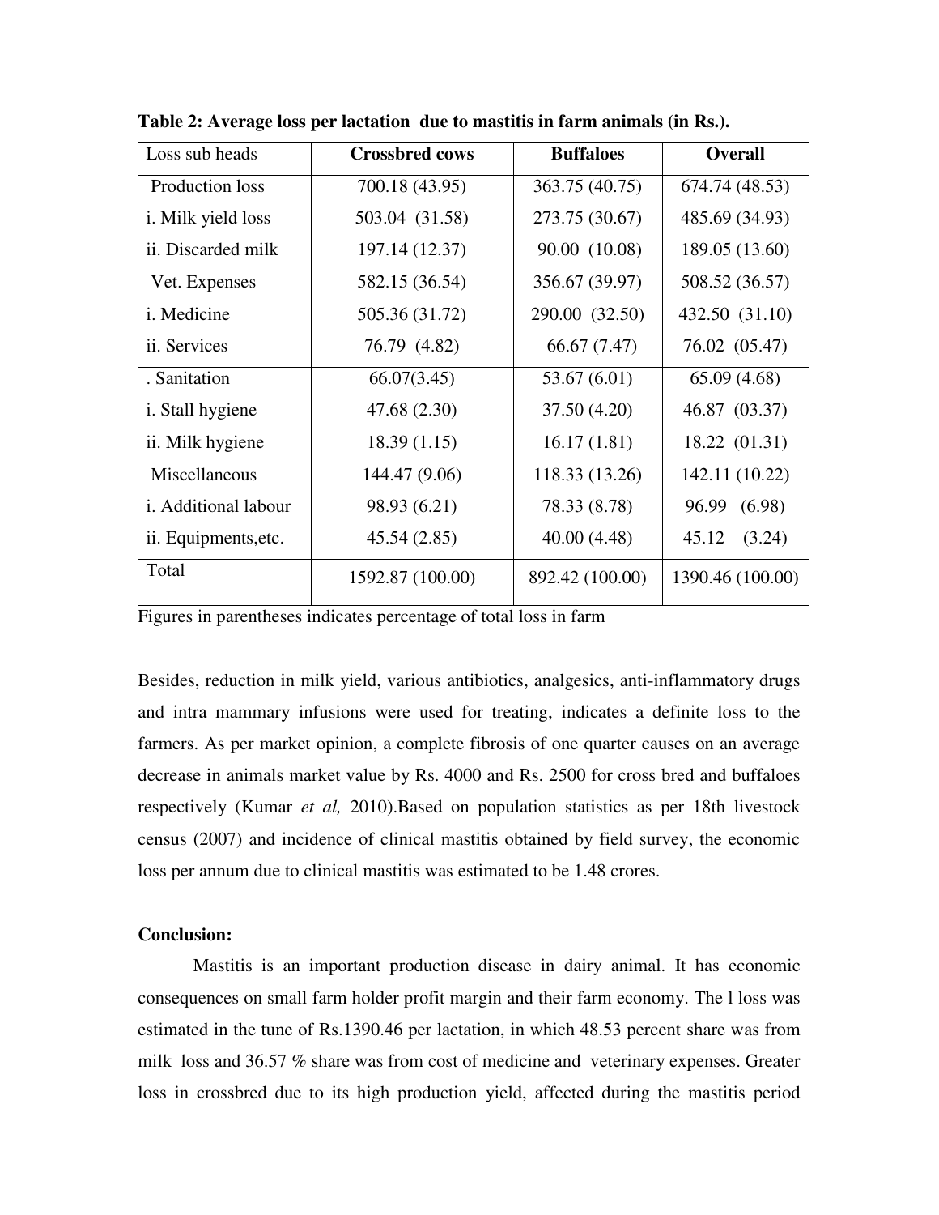**Table 2: Average loss per lactation due to mastitis in farm animals (in Rs.).**

| Loss sub heads | **Crossbred cows** | **Buffaloes** | **Overall** |
|---|---|---|---|
| Production loss | 700.18 (43.95) | 363.75 (40.75) | 674.74 (48.53) |
| i. Milk yield loss | 503.04 (31.58) | 273.75 (30.67) | 485.69 (34.93) |
| ii. Discarded milk | 197.14 (12.37) | 90.00 (10.08) | 189.05 (13.60) |
| Vet. Expenses | 582.15 (36.54) | 356.67 (39.97) | 508.52 (36.57) |
| i. Medicine | 505.36 (31.72) | 290.00 (32.50) | 432.50 (31.10) |
| ii. Services | 76.79 (4.82) | 66.67 (7.47) | 76.02 (05.47) |
| . Sanitation | 66.07(3.45) | 53.67 (6.01) | 65.09 (4.68) |
| i. Stall hygiene | 47.68 (2.30) | 37.50 (4.20) | 46.87 (03.37) |
| ii. Milk hygiene | 18.39 (1.15) | 16.17 (1.81) | 18.22 (01.31) |
| Miscellaneous | 144.47 (9.06) | 118.33 (13.26) | 142.11 (10.22) |
| i. Additional labour | 98.93 (6.21) | 78.33 (8.78) | 96.99 (6.98) |
| ii. Equipments,etc. | 45.54 (2.85) | 40.00 (4.48) | 45.12 (3.24) |
| Total | 1592.87 (100.00) | 892.42 (100.00) | 1390.46 (100.00) |

Figures in parentheses indicates percentage of total loss in farm

Besides, reduction in milk yield, various antibiotics, analgesics, anti-inflammatory drugs and intra mammary infusions were used for treating, indicates a definite loss to the farmers. As per market opinion, a complete fibrosis of one quarter causes on an average decrease in animals market value by Rs. 4000 and Rs. 2500 for cross bred and buffaloes respectively (Kumar *et al,* 2010).Based on population statistics as per 18th livestock census (2007) and incidence of clinical mastitis obtained by field survey, the economic loss per annum due to clinical mastitis was estimated to be 1.48 crores.

**Conclusion:**

Mastitis is an important production disease in dairy animal. It has economic consequences on small farm holder profit margin and their farm economy. The l loss was estimated in the tune of Rs.1390.46 per lactation, in which 48.53 percent share was from milk loss and 36.57 % share was from cost of medicine and veterinary expenses. Greater loss in crossbred due to its high production yield, affected during the mastitis period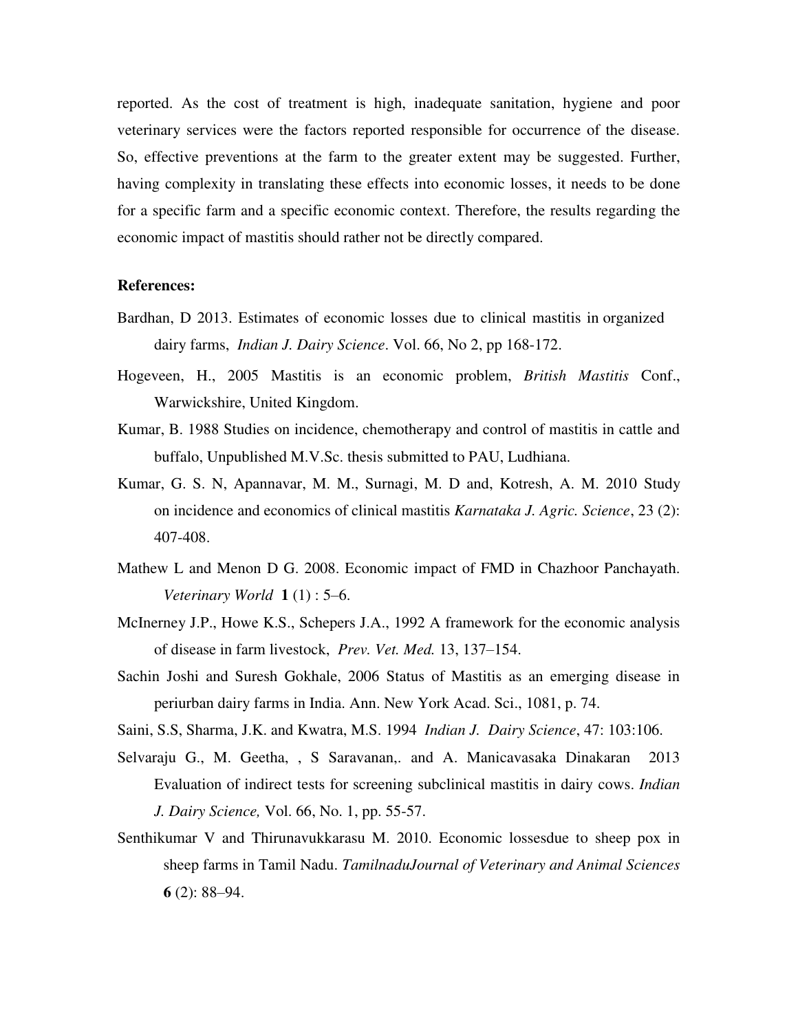reported. As the cost of treatment is high, inadequate sanitation, hygiene and poor veterinary services were the factors reported responsible for occurrence of the disease. So, effective preventions at the farm to the greater extent may be suggested. Further, having complexity in translating these effects into economic losses, it needs to be done for a specific farm and a specific economic context. Therefore, the results regarding the economic impact of mastitis should rather not be directly compared.

**References:**

Bardhan, D 2013. Estimates of economic losses due to clinical mastitis in organized dairy farms, *Indian J. Dairy Science*. Vol. 66, No 2, pp 168-172.

Hogeveen, H., 2005 Mastitis is an economic problem, *British Mastitis* Conf., Warwickshire, United Kingdom.

Kumar, B. 1988 Studies on incidence, chemotherapy and control of mastitis in cattle and buffalo, Unpublished M.V.Sc. thesis submitted to PAU, Ludhiana.

Kumar, G. S. N, Apannavar, M. M., Surnagi, M. D and, Kotresh, A. M. 2010 Study on incidence and economics of clinical mastitis *Karnataka J. Agric. Science*, 23 (2): 407-408.

Mathew L and Menon D G. 2008. Economic impact of FMD in Chazhoor Panchayath. *Veterinary World* **1** (1) : 5–6.

McInerney J.P., Howe K.S., Schepers J.A., 1992 A framework for the economic analysis of disease in farm livestock, *Prev. Vet. Med.* 13, 137–154.

Sachin Joshi and Suresh Gokhale, 2006 Status of Mastitis as an emerging disease in periurban dairy farms in India. Ann. New York Acad. Sci., 1081, p. 74.

Saini, S.S, Sharma, J.K. and Kwatra, M.S. 1994 *Indian J. Dairy Science*, 47: 103:106.

Selvaraju G., M. Geetha, , S Saravanan,. and A. Manicavasaka Dinakaran 2013 Evaluation of indirect tests for screening subclinical mastitis in dairy cows. *Indian J. Dairy Science,* Vol. 66, No. 1, pp. 55-57.

Senthikumar V and Thirunavukkarasu M. 2010. Economic lossesdue to sheep pox in sheep farms in Tamil Nadu. *TamilnaduJournal of Veterinary and Animal Sciences* **6** (2): 88–94.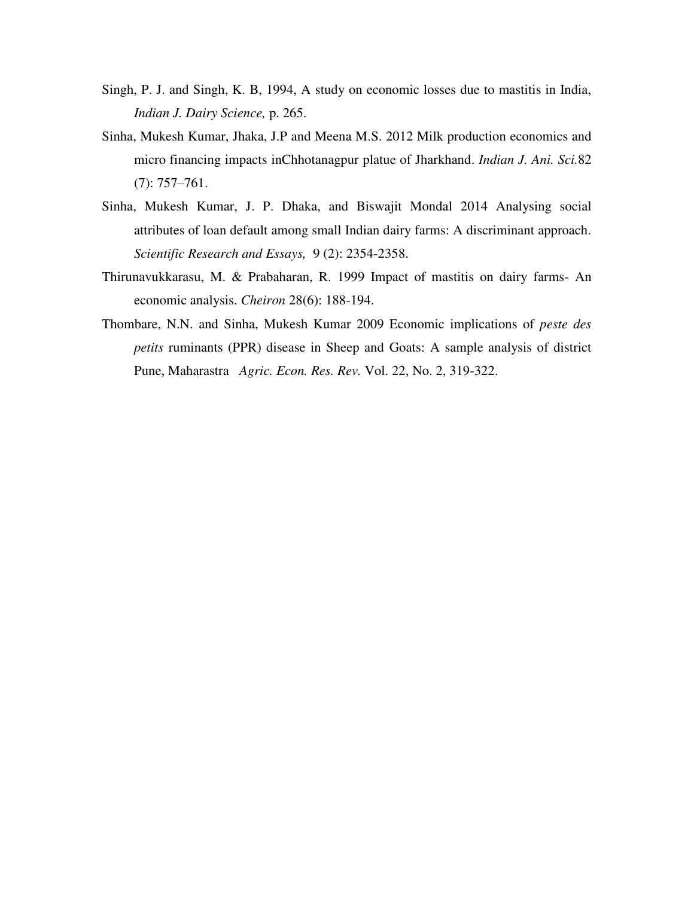Singh, P. J. and Singh, K. B, 1994, A study on economic losses due to mastitis in India, *Indian J. Dairy Science,* p. 265.

Sinha, Mukesh Kumar, Jhaka, J.P and Meena M.S. 2012 Milk production economics and micro financing impacts inChhotanagpur platue of Jharkhand. *Indian J. Ani. Sci.*82 (7): 757–761.

Sinha, Mukesh Kumar, J. P. Dhaka, and Biswajit Mondal 2014 Analysing social attributes of loan default among small Indian dairy farms: A discriminant approach. *Scientific Research and Essays,* 9 (2): 2354-2358.

Thirunavukkarasu, M. & Prabaharan, R. 1999 Impact of mastitis on dairy farms- An economic analysis. *Cheiron* 28(6): 188-194.

Thombare, N.N. and Sinha, Mukesh Kumar 2009 Economic implications of *peste des petits* ruminants (PPR) disease in Sheep and Goats: A sample analysis of district Pune, Maharastra *Agric. Econ. Res. Rev.* Vol. 22, No. 2, 319-322.